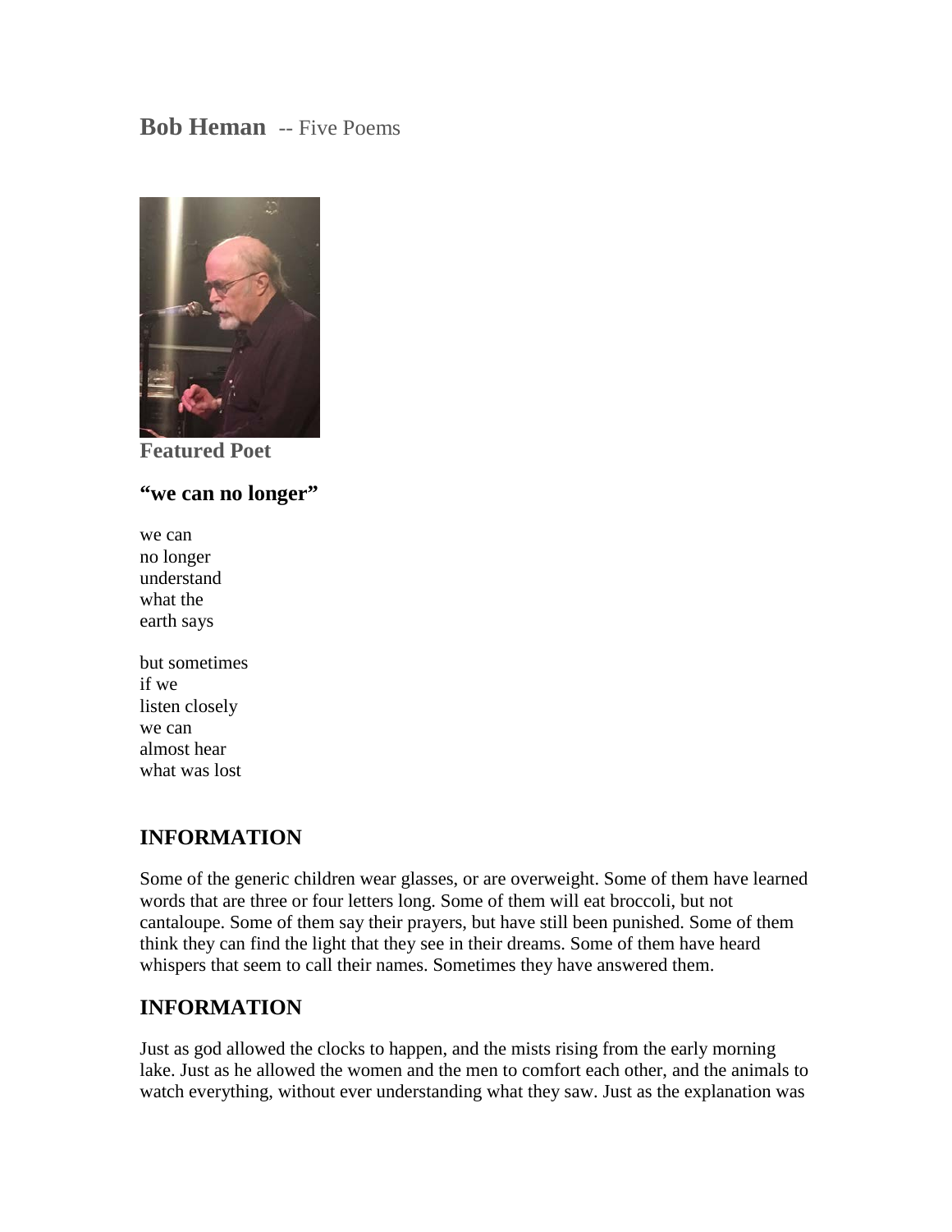## **Bob Heman** -- Five Poems

**Featured Poet**

### "we can no longer"

we can  
no longer  
understand  
what the  
earth says

but sometimes  
if we  
listen closely  
we can  
almost hear  
what was lost

## INFORMATION

Some of the generic children wear glasses, or are overweight. Some of them have learned words that are three or four letters long. Some of them will eat broccoli, but not cantaloupe. Some of them say their prayers, but have still been punished. Some of them think they can find the light that they see in their dreams. Some of them have heard whispers that seem to call their names. Sometimes they have answered them.

## INFORMATION

Just as god allowed the clocks to happen, and the mists rising from the early morning lake. Just as he allowed the women and the men to comfort each other, and the animals to watch everything, without ever understanding what they saw. Just as the explanation was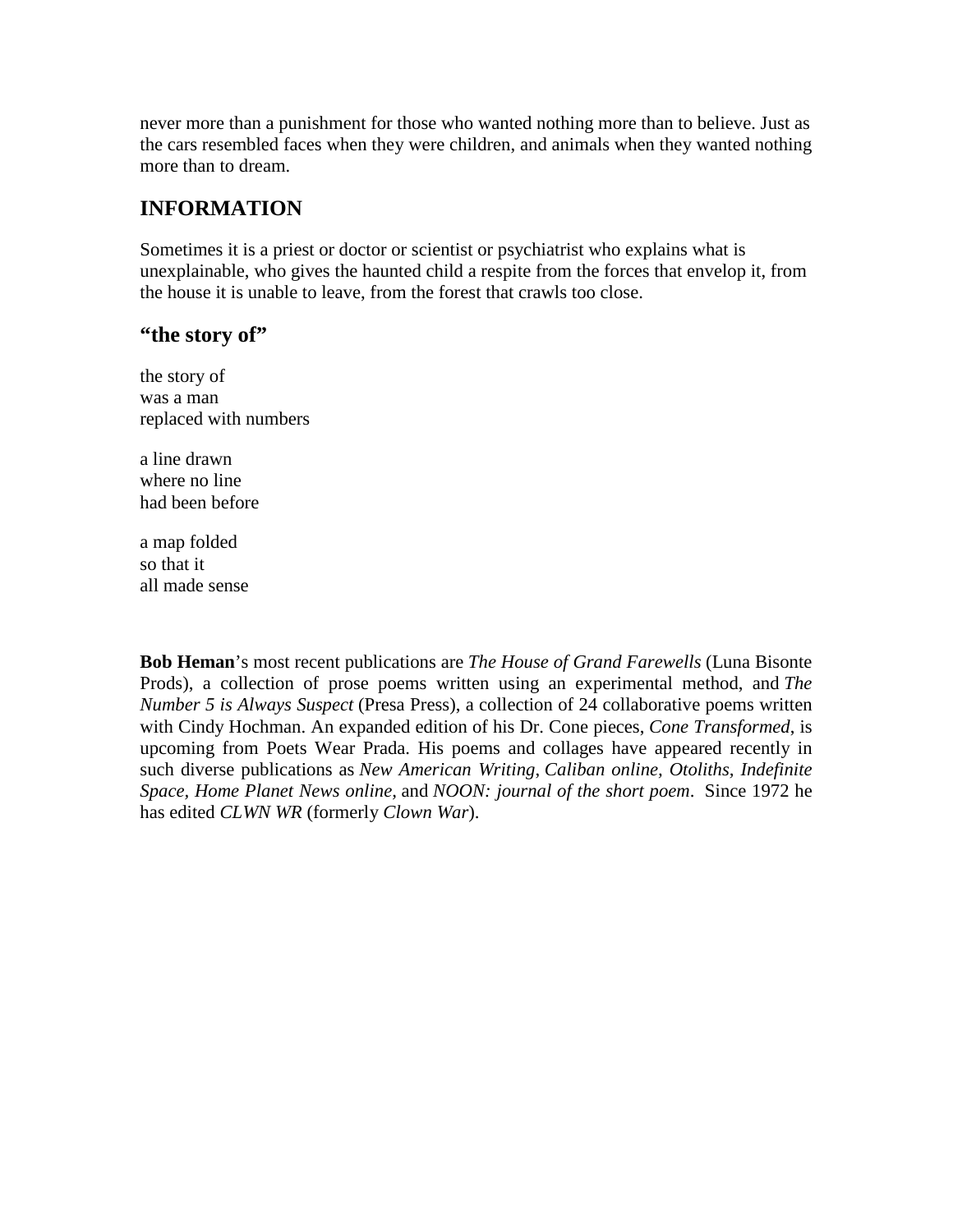never more than a punishment for those who wanted nothing more than to believe. Just as the cars resembled faces when they were children, and animals when they wanted nothing more than to dream.

## INFORMATION

Sometimes it is a priest or doctor or scientist or psychiatrist who explains what is unexplainable, who gives the haunted child a respite from the forces that envelop it, from the house it is unable to leave, from the forest that crawls too close.

## "the story of"

the story of  
was a man  
replaced with numbers

a line drawn  
where no line  
had been before

a map folded  
so that it  
all made sense

**Bob Heman**'s most recent publications are *The House of Grand Farewells* (Luna Bisonte Prods), a collection of prose poems written using an experimental method, and *The Number 5 is Always Suspect* (Presa Press), a collection of 24 collaborative poems written with Cindy Hochman. An expanded edition of his Dr. Cone pieces, *Cone Transformed*, is upcoming from Poets Wear Prada. His poems and collages have appeared recently in such diverse publications as *New American Writing*, *Caliban online, Otoliths, Indefinite Space, Home Planet News online,* and *NOON: journal of the short poem*. Since 1972 he has edited *CLWN WR* (formerly *Clown War*).